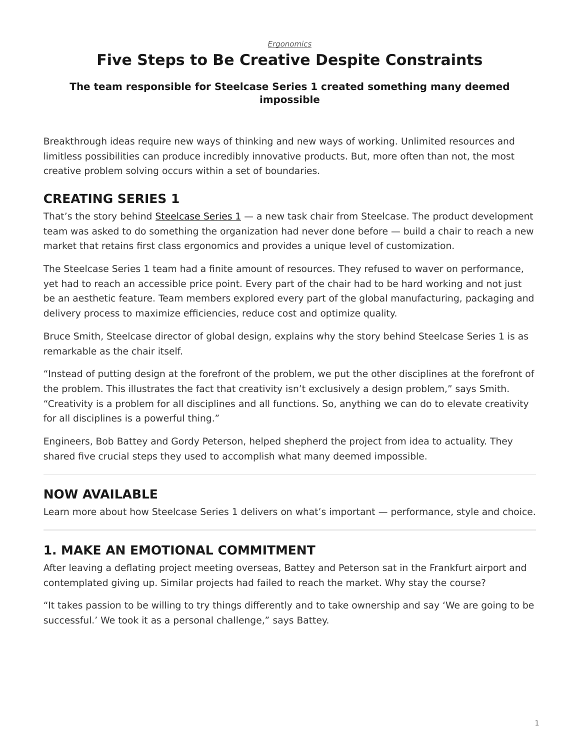*Ergonomics*

# Five Steps to Be Creative Despite Constraints

### The team responsible for Steelcase Series 1 created something many deemed impossible

Breakthrough ideas require new ways of thinking and new ways of working. Unlimited resources and limitless possibilities can produce incredibly innovative products. But, more often than not, the most creative problem solving occurs within a set of boundaries.

## CREATING SERIES 1

That's the story behind Steelcase Series 1 — a new task chair from Steelcase. The product development team was asked to do something the organization had never done before — build a chair to reach a new market that retains first class ergonomics and provides a unique level of customization.

The Steelcase Series 1 team had a finite amount of resources. They refused to waver on performance, yet had to reach an accessible price point. Every part of the chair had to be hard working and not just be an aesthetic feature. Team members explored every part of the global manufacturing, packaging and delivery process to maximize efficiencies, reduce cost and optimize quality.

Bruce Smith, Steelcase director of global design, explains why the story behind Steelcase Series 1 is as remarkable as the chair itself.

"Instead of putting design at the forefront of the problem, we put the other disciplines at the forefront of the problem. This illustrates the fact that creativity isn't exclusively a design problem," says Smith. "Creativity is a problem for all disciplines and all functions. So, anything we can do to elevate creativity for all disciplines is a powerful thing."

Engineers, Bob Battey and Gordy Peterson, helped shepherd the project from idea to actuality. They shared five crucial steps they used to accomplish what many deemed impossible.

---

## NOW AVAILABLE

Learn more about how Steelcase Series 1 delivers on what's important — performance, style and choice.

---

## 1. MAKE AN EMOTIONAL COMMITMENT

After leaving a deflating project meeting overseas, Battey and Peterson sat in the Frankfurt airport and contemplated giving up. Similar projects had failed to reach the market. Why stay the course?

"It takes passion to be willing to try things differently and to take ownership and say 'We are going to be successful.' We took it as a personal challenge," says Battey.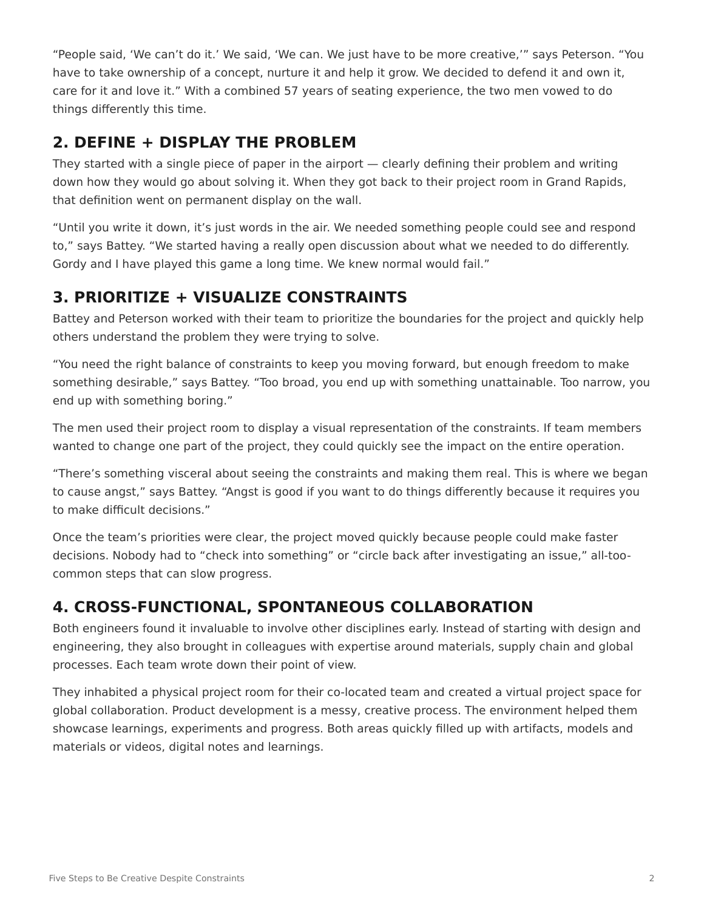“People said, ‘We can’t do it.’ We said, ‘We can. We just have to be more creative,’” says Peterson. “You have to take ownership of a concept, nurture it and help it grow. We decided to defend it and own it, care for it and love it.” With a combined 57 years of seating experience, the two men vowed to do things differently this time.

## 2. DEFINE + DISPLAY THE PROBLEM

They started with a single piece of paper in the airport — clearly defining their problem and writing down how they would go about solving it. When they got back to their project room in Grand Rapids, that definition went on permanent display on the wall.

“Until you write it down, it’s just words in the air. We needed something people could see and respond to,” says Battey. “We started having a really open discussion about what we needed to do differently. Gordy and I have played this game a long time. We knew normal would fail.”

## 3. PRIORITIZE + VISUALIZE CONSTRAINTS

Battey and Peterson worked with their team to prioritize the boundaries for the project and quickly help others understand the problem they were trying to solve.

“You need the right balance of constraints to keep you moving forward, but enough freedom to make something desirable,” says Battey. “Too broad, you end up with something unattainable. Too narrow, you end up with something boring.”

The men used their project room to display a visual representation of the constraints. If team members wanted to change one part of the project, they could quickly see the impact on the entire operation.

“There’s something visceral about seeing the constraints and making them real. This is where we began to cause angst,” says Battey. “Angst is good if you want to do things differently because it requires you to make difficult decisions.”

Once the team’s priorities were clear, the project moved quickly because people could make faster decisions. Nobody had to “check into something” or “circle back after investigating an issue,” all-too-common steps that can slow progress.

## 4. CROSS-FUNCTIONAL, SPONTANEOUS COLLABORATION

Both engineers found it invaluable to involve other disciplines early. Instead of starting with design and engineering, they also brought in colleagues with expertise around materials, supply chain and global processes. Each team wrote down their point of view.

They inhabited a physical project room for their co-located team and created a virtual project space for global collaboration. Product development is a messy, creative process. The environment helped them showcase learnings, experiments and progress. Both areas quickly filled up with artifacts, models and materials or videos, digital notes and learnings.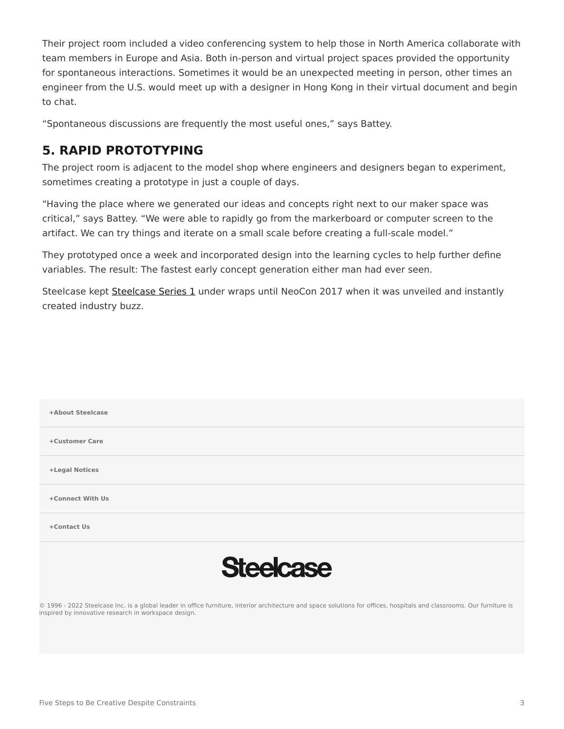Their project room included a video conferencing system to help those in North America collaborate with team members in Europe and Asia. Both in-person and virtual project spaces provided the opportunity for spontaneous interactions. Sometimes it would be an unexpected meeting in person, other times an engineer from the U.S. would meet up with a designer in Hong Kong in their virtual document and begin to chat.

“Spontaneous discussions are frequently the most useful ones,” says Battey.

## 5. RAPID PROTOTYPING

The project room is adjacent to the model shop where engineers and designers began to experiment, sometimes creating a prototype in just a couple of days.

“Having the place where we generated our ideas and concepts right next to our maker space was critical,” says Battey. “We were able to rapidly go from the markerboard or computer screen to the artifact. We can try things and iterate on a small scale before creating a full-scale model.”

They prototyped once a week and incorporated design into the learning cycles to help further define variables. The result: The fastest early concept generation either man had ever seen.

Steelcase kept Steelcase Series 1 under wraps until NeoCon 2017 when it was unveiled and instantly created industry buzz.

**+About Steelcase**

**+Customer Care**

**+Legal Notices**

**+Connect With Us**

**+Contact Us**

Steelcase

© 1996 - 2022 Steelcase Inc. is a global leader in office furniture, interior architecture and space solutions for offices, hospitals and classrooms. Our furniture is inspired by innovative research in workspace design.